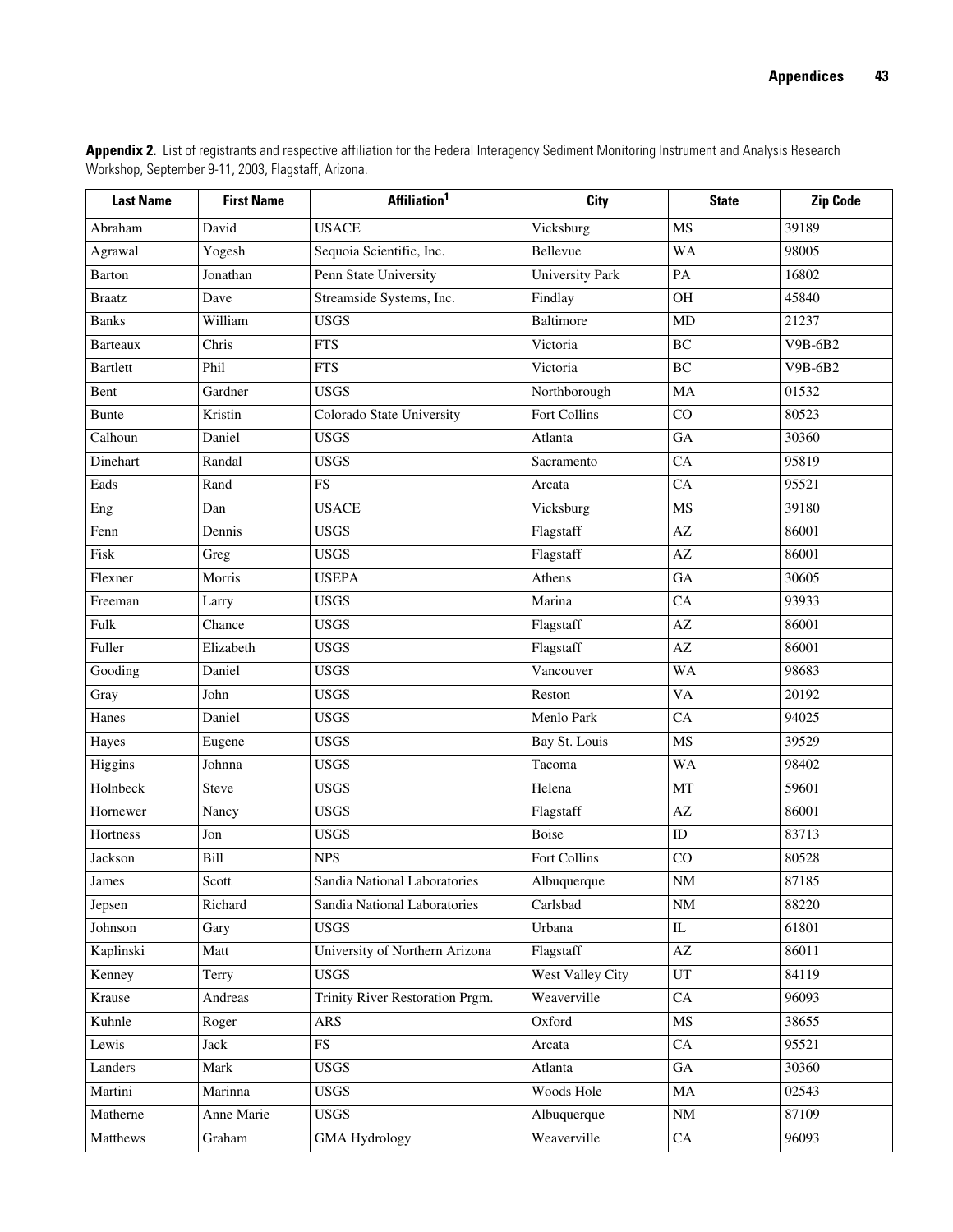**Appendix 2.** List of registrants and respective affiliation for the Federal Interagency Sediment Monitoring Instrument and Analysis Research Workshop, September 9-11, 2003, Flagstaff, Arizona.

| Last Name | First Name | Affiliation[1] | City | State | Zip Code |
|---|---|---|---|---|---|
| Abraham | David | USACE | Vicksburg | MS | 39189 |
| Agrawal | Yogesh | Sequoia Scientific, Inc. | Bellevue | WA | 98005 |
| Barton | Jonathan | Penn State University | University Park | PA | 16802 |
| Braatz | Dave | Streamside Systems, Inc. | Findlay | OH | 45840 |
| Banks | William | USGS | Baltimore | MD | 21237 |
| Barteaux | Chris | FTS | Victoria | BC | V9B-6B2 |
| Bartlett | Phil | FTS | Victoria | BC | V9B-6B2 |
| Bent | Gardner | USGS | Northborough | MA | 01532 |
| Bunte | Kristin | Colorado State University | Fort Collins | CO | 80523 |
| Calhoun | Daniel | USGS | Atlanta | GA | 30360 |
| Dinehart | Randal | USGS | Sacramento | CA | 95819 |
| Eads | Rand | FS | Arcata | CA | 95521 |
| Eng | Dan | USACE | Vicksburg | MS | 39180 |
| Fenn | Dennis | USGS | Flagstaff | AZ | 86001 |
| Fisk | Greg | USGS | Flagstaff | AZ | 86001 |
| Flexner | Morris | USEPA | Athens | GA | 30605 |
| Freeman | Larry | USGS | Marina | CA | 93933 |
| Fulk | Chance | USGS | Flagstaff | AZ | 86001 |
| Fuller | Elizabeth | USGS | Flagstaff | AZ | 86001 |
| Gooding | Daniel | USGS | Vancouver | WA | 98683 |
| Gray | John | USGS | Reston | VA | 20192 |
| Hanes | Daniel | USGS | Menlo Park | CA | 94025 |
| Hayes | Eugene | USGS | Bay St. Louis | MS | 39529 |
| Higgins | Johnna | USGS | Tacoma | WA | 98402 |
| Holnbeck | Steve | USGS | Helena | MT | 59601 |
| Hornewer | Nancy | USGS | Flagstaff | AZ | 86001 |
| Hortness | Jon | USGS | Boise | ID | 83713 |
| Jackson | Bill | NPS | Fort Collins | CO | 80528 |
| James | Scott | Sandia National Laboratories | Albuquerque | NM | 87185 |
| Jepsen | Richard | Sandia National Laboratories | Carlsbad | NM | 88220 |
| Johnson | Gary | USGS | Urbana | IL | 61801 |
| Kaplinski | Matt | University of Northern Arizona | Flagstaff | AZ | 86011 |
| Kenney | Terry | USGS | West Valley City | UT | 84119 |
| Krause | Andreas | Trinity River Restoration Prgm. | Weaverville | CA | 96093 |
| Kuhnle | Roger | ARS | Oxford | MS | 38655 |
| Lewis | Jack | FS | Arcata | CA | 95521 |
| Landers | Mark | USGS | Atlanta | GA | 30360 |
| Martini | Marinna | USGS | Woods Hole | MA | 02543 |
| Matherne | Anne Marie | USGS | Albuquerque | NM | 87109 |
| Matthews | Graham | GMA Hydrology | Weaverville | CA | 96093 |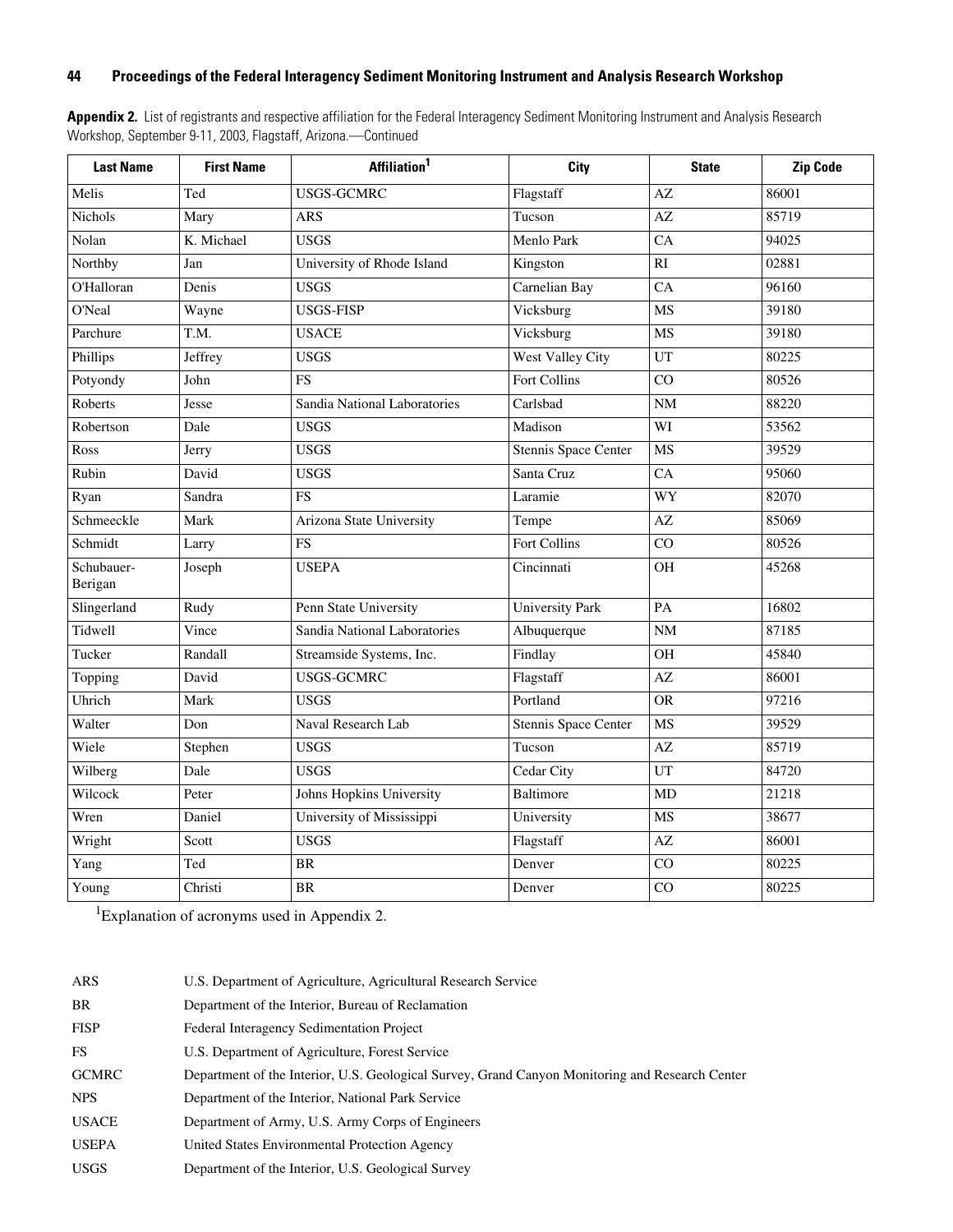**Appendix 2.** List of registrants and respective affiliation for the Federal Interagency Sediment Monitoring Instrument and Analysis Research Workshop, September 9-11, 2003, Flagstaff, Arizona.—Continued

| Last Name | First Name | Affiliation[1] | City | State | Zip Code |
|---|---|---|---|---|---|
| Melis | Ted | USGS-GCMRC | Flagstaff | AZ | 86001 |
| Nichols | Mary | ARS | Tucson | AZ | 85719 |
| Nolan | K. Michael | USGS | Menlo Park | CA | 94025 |
| Northby | Jan | University of Rhode Island | Kingston | RI | 02881 |
| O'Halloran | Denis | USGS | Carnelian Bay | CA | 96160 |
| O'Neal | Wayne | USGS-FISP | Vicksburg | MS | 39180 |
| Parchure | T.M. | USACE | Vicksburg | MS | 39180 |
| Phillips | Jeffrey | USGS | West Valley City | UT | 80225 |
| Potyondy | John | FS | Fort Collins | CO | 80526 |
| Roberts | Jesse | Sandia National Laboratories | Carlsbad | NM | 88220 |
| Robertson | Dale | USGS | Madison | WI | 53562 |
| Ross | Jerry | USGS | Stennis Space Center | MS | 39529 |
| Rubin | David | USGS | Santa Cruz | CA | 95060 |
| Ryan | Sandra | FS | Laramie | WY | 82070 |
| Schmeeckle | Mark | Arizona State University | Tempe | AZ | 85069 |
| Schmidt | Larry | FS | Fort Collins | CO | 80526 |
| Schubauer-Berigan | Joseph | USEPA | Cincinnati | OH | 45268 |
| Slingerland | Rudy | Penn State University | University Park | PA | 16802 |
| Tidwell | Vince | Sandia National Laboratories | Albuquerque | NM | 87185 |
| Tucker | Randall | Streamside Systems, Inc. | Findlay | OH | 45840 |
| Topping | David | USGS-GCMRC | Flagstaff | AZ | 86001 |
| Uhrich | Mark | USGS | Portland | OR | 97216 |
| Walter | Don | Naval Research Lab | Stennis Space Center | MS | 39529 |
| Wiele | Stephen | USGS | Tucson | AZ | 85719 |
| Wilberg | Dale | USGS | Cedar City | UT | 84720 |
| Wilcock | Peter | Johns Hopkins University | Baltimore | MD | 21218 |
| Wren | Daniel | University of Mississippi | University | MS | 38677 |
| Wright | Scott | USGS | Flagstaff | AZ | 86001 |
| Yang | Ted | BR | Denver | CO | 80225 |
| Young | Christi | BR | Denver | CO | 80225 |

[1]Explanation of acronyms used in Appendix 2.

| | |
|---|---|
| ARS | U.S. Department of Agriculture, Agricultural Research Service |
| BR | Department of the Interior, Bureau of Reclamation |
| FISP | Federal Interagency Sedimentation Project |
| FS | U.S. Department of Agriculture, Forest Service |
| GCMRC | Department of the Interior, U.S. Geological Survey, Grand Canyon Monitoring and Research Center |
| NPS | Department of the Interior, National Park Service |
| USACE | Department of Army, U.S. Army Corps of Engineers |
| USEPA | United States Environmental Protection Agency |
| USGS | Department of the Interior, U.S. Geological Survey |